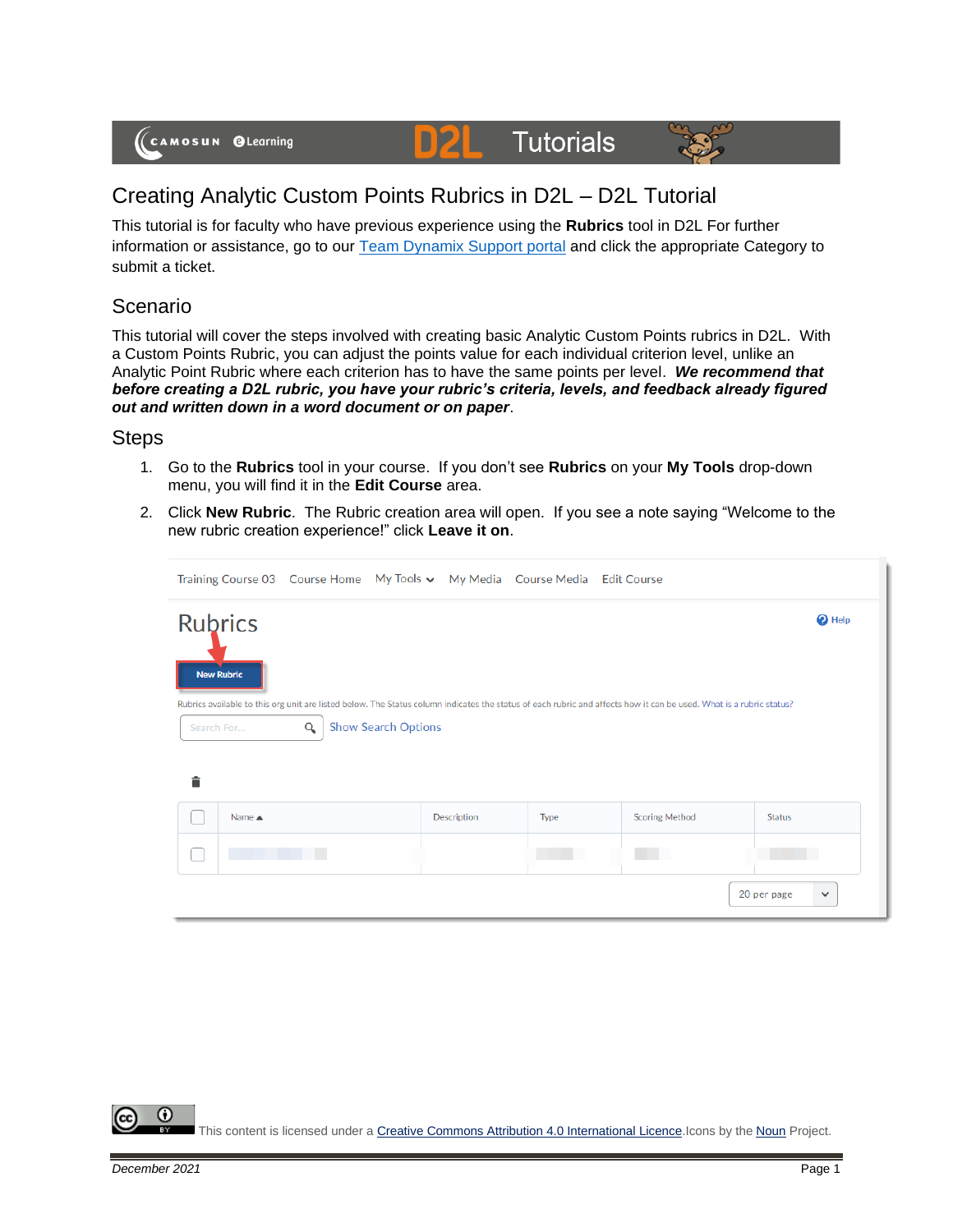# Creating Analytic Custom Points Rubrics in D2L – D2L Tutorial

This tutorial is for faculty who have previous experience using the **Rubrics** tool in D2L For further information or assistance, go to our [Team Dynamix Support portal](Team Dynamix Support portal) and click the appropriate Category to submit a ticket.

## Scenario

This tutorial will cover the steps involved with creating basic Analytic Custom Points rubrics in D2L. With a Custom Points Rubric, you can adjust the points value for each individual criterion level, unlike an Analytic Point Rubric where each criterion has to have the same points per level. ***We recommend that before creating a D2L rubric, you have your rubric's criteria, levels, and feedback already figured out and written down in a word document or on paper***.

## Steps

1. Go to the **Rubrics** tool in your course. If you don't see **Rubrics** on your **My Tools** drop-down menu, you will find it in the **Edit Course** area.
2. Click **New Rubric**. The Rubric creation area will open. If you see a note saying "Welcome to the new rubric creation experience!" click **Leave it on**.

This content is licensed under a [Creative Commons Attribution 4.0 International Licence](Creative Commons Attribution 4.0 International Licence).Icons by the [Noun](Noun) Project.

December 2021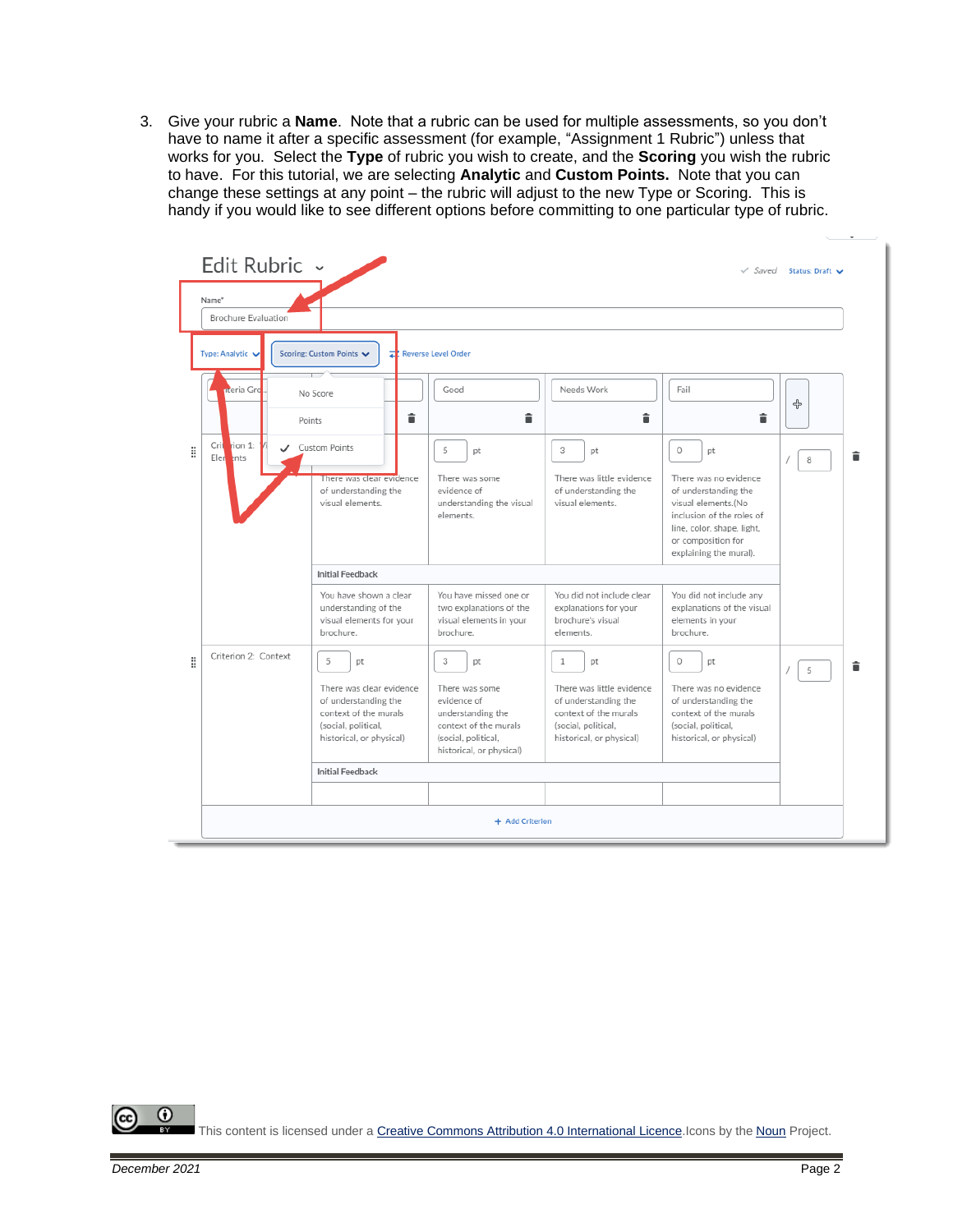3. Give your rubric a **Name**. Note that a rubric can be used for multiple assessments, so you don't have to name it after a specific assessment (for example, "Assignment 1 Rubric") unless that works for you. Select the **Type** of rubric you wish to create, and the **Scoring** you wish the rubric to have. For this tutorial, we are selecting **Analytic** and **Custom Points.** Note that you can change these settings at any point – the rubric will adjust to the new Type or Scoring. This is handy if you would like to see different options before committing to one particular type of rubric.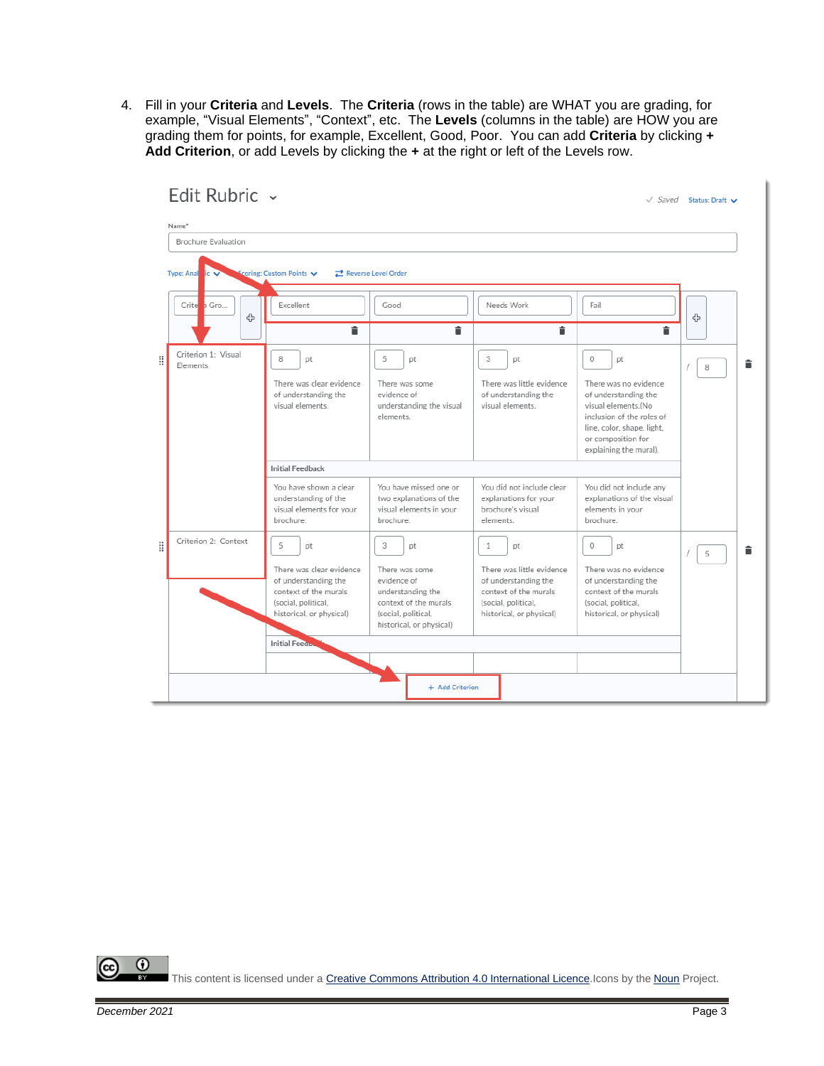4. Fill in your **Criteria** and **Levels**. The **Criteria** (rows in the table) are WHAT you are grading, for example, “Visual Elements”, “Context”, etc. The **Levels** (columns in the table) are HOW you are grading them for points, for example, Excellent, Good, Poor. You can add **Criteria** by clicking **+ Add Criterion**, or add Levels by clicking the **+** at the right or left of the Levels row.

Edit Rubric

Saved Status: Draft

Name*

Brochure Evaluation

Type: Analytic Scoring: Custom Points Reverse Level Order

| Criteria Gro... | Excellent | Good | Needs Work | Fail | |
|---|---|---|---|---|---|
| Criterion 1: Visual Elements | 8 pt<br>There was clear evidence of understanding the visual elements. | 5 pt<br>There was some evidence of understanding the visual elements. | 3 pt<br>There was little evidence of understanding the visual elements. | 0 pt<br>There was no evidence of understanding the visual elements.(No inclusion of the roles of line, color, shape, light, or composition for explaining the mural). | / 8 |
| Initial Feedback | You have shown a clear understanding of the visual elements for your brochure. | You have missed one or two explanations of the visual elements in your brochure. | You did not include clear explanations for your brochure's visual elements. | You did not include any explanations of the visual elements in your brochure. | |
| Criterion 2: Context | 5 pt<br>There was clear evidence of understanding the context of the murals (social, political, historical, or physical) | 3 pt<br>There was some evidence of understanding the context of the murals (social, political, historical, or physical) | 1 pt<br>There was little evidence of understanding the context of the murals (social, political, historical, or physical) | 0 pt<br>There was no evidence of understanding the context of the murals (social, political, historical, or physical) | / 5 |
| Initial Feedback | | | | | |

+ Add Criterion

This content is licensed under a Creative Commons Attribution 4.0 International Licence. Icons by the Noun Project.

December 2021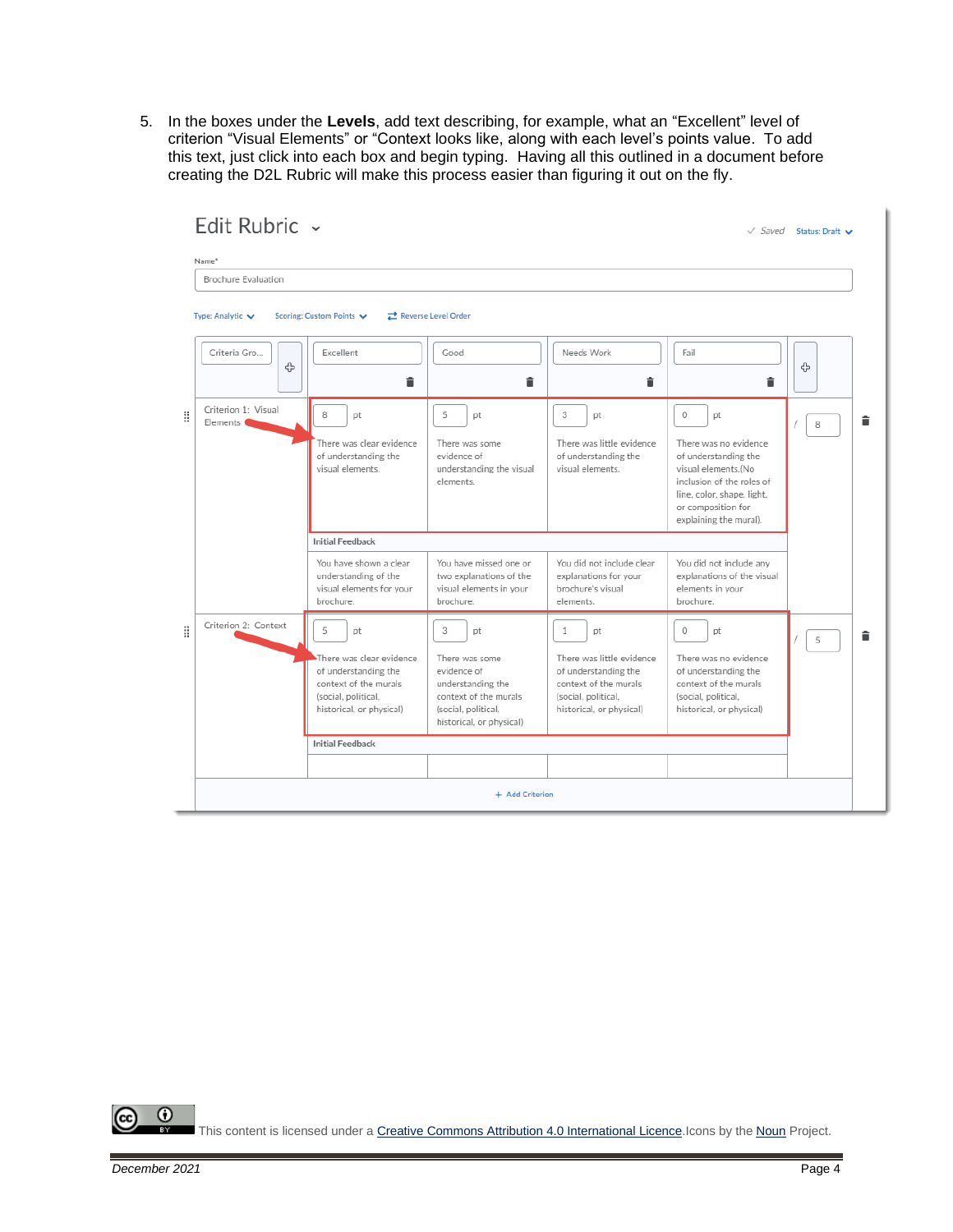5. In the boxes under the **Levels**, add text describing, for example, what an “Excellent” level of criterion “Visual Elements” or “Context looks like, along with each level’s points value. To add this text, just click into each box and begin typing. Having all this outlined in a document before creating the D2L Rubric will make this process easier than figuring it out on the fly.

**Edit Rubric**

Saved | Status: Draft

Name*: Brochure Evaluation

Type: Analytic | Scoring: Custom Points | Reverse Level Order

| Criteria Group | Excellent | Good | Needs Work | Fail | |
|---|---|---|---|---|---|
| Criterion 1: Visual Elements | 8 pt<br>There was clear evidence of understanding the visual elements. | 5 pt<br>There was some evidence of understanding the visual elements. | 3 pt<br>There was little evidence of understanding the visual elements. | 0 pt<br>There was no evidence of understanding the visual elements.(No inclusion of the roles of line, color, shape, light, or composition for explaining the mural). | / 8 |
| Initial Feedback | You have shown a clear understanding of the visual elements for your brochure. | You have missed one or two explanations of the visual elements in your brochure. | You did not include clear explanations for your brochure's visual elements. | You did not include any explanations of the visual elements in your brochure. | |
| Criterion 2: Context | 5 pt<br>There was clear evidence of understanding the context of the murals (social, political, historical, or physical) | 3 pt<br>There was some evidence of understanding the context of the murals (social, political, historical, or physical) | 1 pt<br>There was little evidence of understanding the context of the murals (social, political, historical, or physical) | 0 pt<br>There was no evidence of understanding the context of the murals (social, political, historical, or physical) | / 5 |
| Initial Feedback | | | | | |

\+ Add Criterion

This content is licensed under a Creative Commons Attribution 4.0 International Licence. Icons by the Noun Project.

December 2021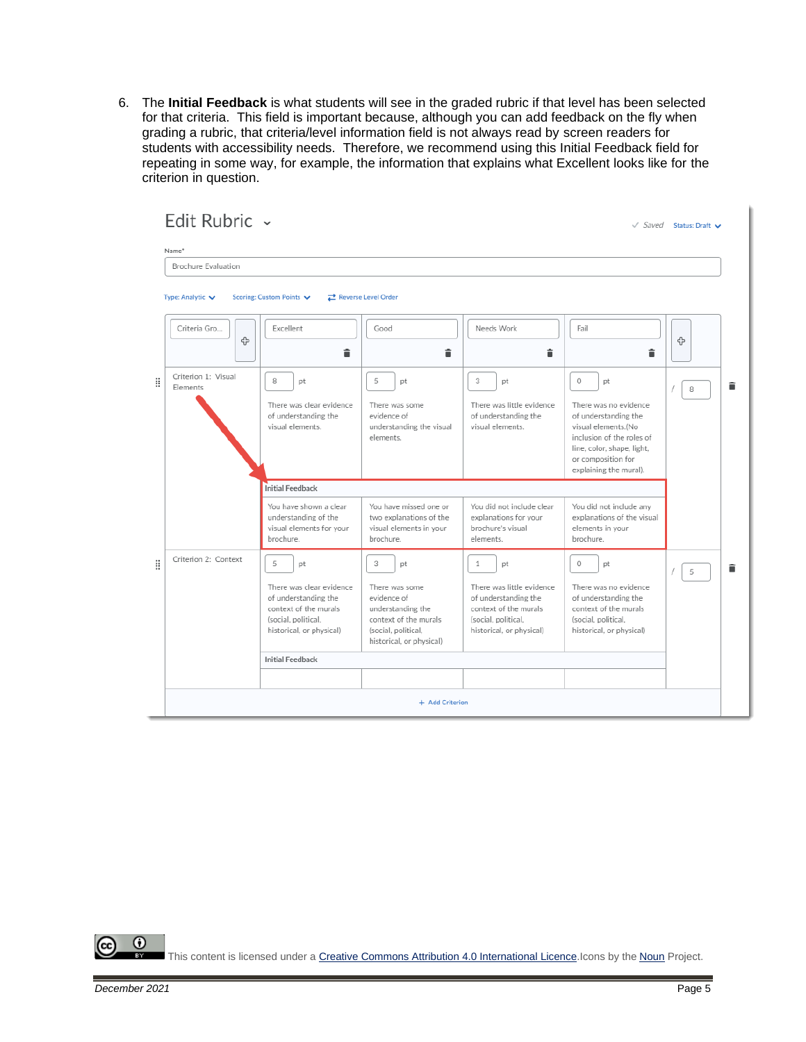6. The **Initial Feedback** is what students will see in the graded rubric if that level has been selected for that criteria. This field is important because, although you can add feedback on the fly when grading a rubric, that criteria/level information field is not always read by screen readers for students with accessibility needs. Therefore, we recommend using this Initial Feedback field for repeating in some way, for example, the information that explains what Excellent looks like for the criterion in question.

Edit Rubric

Saved Status: Draft

Name*

Brochure Evaluation

Type: Analytic Scoring: Custom Points Reverse Level Order

| Criteria Gro... | Excellent | Good | Needs Work | Fail | |
|---|---|---|---|---|---|
| Criterion 1: Visual Elements | 8 pt<br>There was clear evidence of understanding the visual elements. | 5 pt<br>There was some evidence of understanding the visual elements. | 3 pt<br>There was little evidence of understanding the visual elements. | 0 pt<br>There was no evidence of understanding the visual elements.(No inclusion of the roles of line, color, shape, light, or composition for explaining the mural). | / 8 |
| | **Initial Feedback** | | | | |
| | You have shown a clear understanding of the visual elements for your brochure. | You have missed one or two explanations of the visual elements in your brochure. | You did not include clear explanations for your brochure's visual elements. | You did not include any explanations of the visual elements in your brochure. | |
| Criterion 2: Context | 5 pt<br>There was clear evidence of understanding the context of the murals (social, political, historical, or physical) | 3 pt<br>There was some evidence of understanding the context of the murals (social, political, historical, or physical) | 1 pt<br>There was little evidence of understanding the context of the murals (social, political, historical, or physical) | 0 pt<br>There was no evidence of understanding the context of the murals (social, political, historical, or physical) | / 5 |
| | **Initial Feedback** | | | | |
| | | | | | |

+ Add Criterion

This content is licensed under a Creative Commons Attribution 4.0 International Licence.Icons by the Noun Project.

December 2021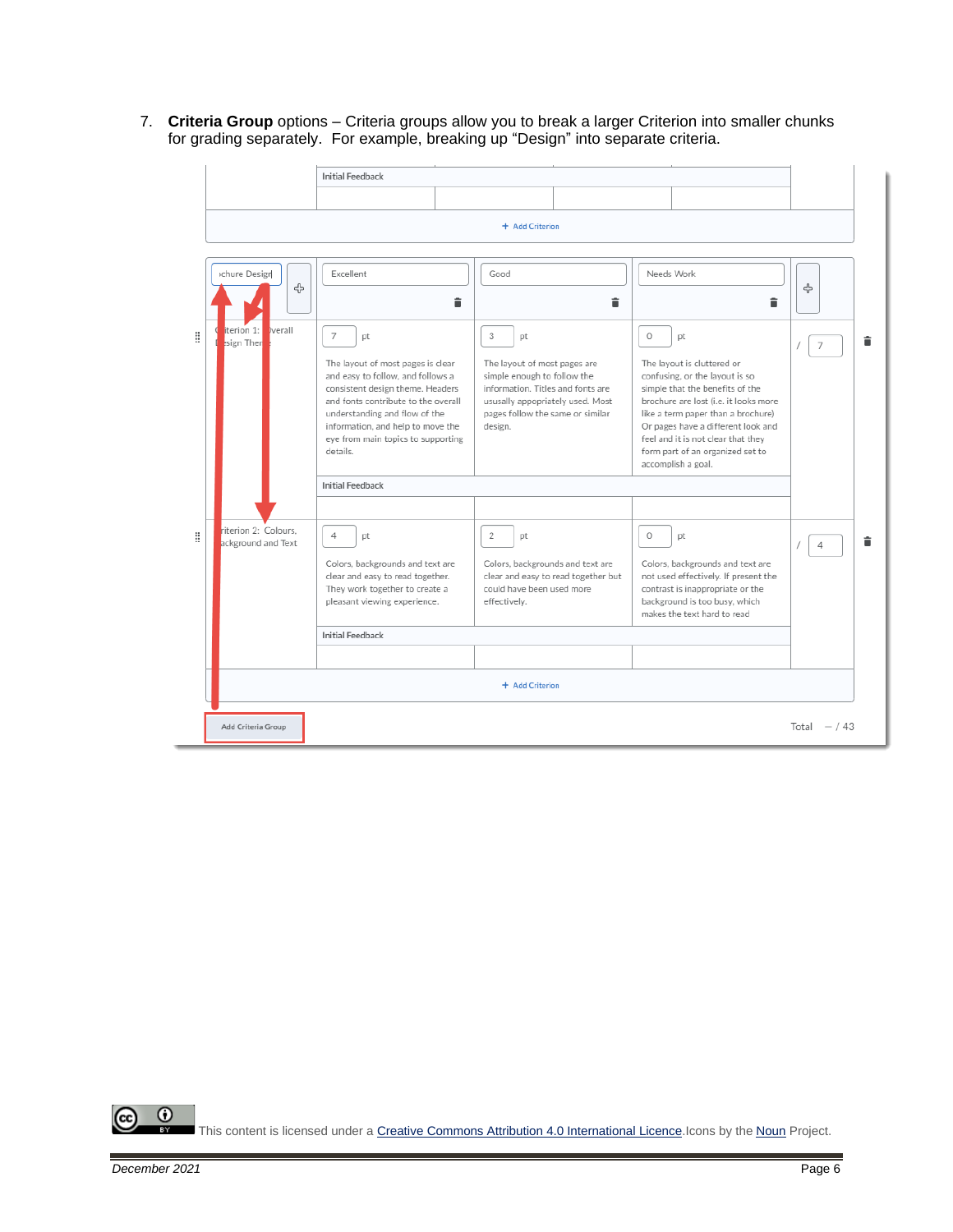7. **Criteria Group** options – Criteria groups allow you to break a larger Criterion into smaller chunks for grading separately. For example, breaking up "Design" into separate criteria.

| ochure Design | Excellent | Good | Needs Work | |
|---|---|---|---|---|
| Criterion 1: Overall Design Theme | 7 pt<br>The layout of most pages is clear and easy to follow, and follows a consistent design theme. Headers and fonts contribute to the overall understanding and flow of the information, and help to move the eye from main topics to supporting details. | 3 pt<br>The layout of most pages are simple enough to follow the information. Titles and fonts are ususally appropriately used. Most pages follow the same or similar design. | 0 pt<br>The layout is cluttered or confusing, or the layout is so simple that the benefits of the brochure are lost (i.e. it looks more like a term paper than a brochure) Or pages have a different look and feel and it is not clear that they form part of an organized set to accomplish a goal. | / 7 |
| | Initial Feedback | | | |
| Criterion 2: Colours, Background and Text | 4 pt<br>Colors, backgrounds and text are clear and easy to read together. They work together to create a pleasant viewing experience. | 2 pt<br>Colors, backgrounds and text are clear and easy to read together but could have been used more effectively. | 0 pt<br>Colors, backgrounds and text are not used effectively. If present the contrast is inappropriate or the background is too busy, which makes the text hard to read | / 4 |
| | Initial Feedback | | | |

+ Add Criterion

Add Criteria Group

Total — / 43

This content is licensed under a Creative Commons Attribution 4.0 International Licence. Icons by the Noun Project.

December 2021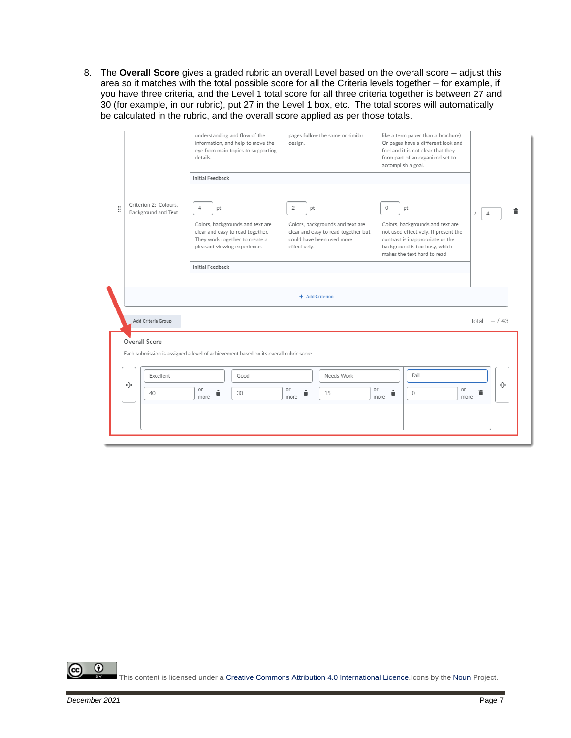8. The **Overall Score** gives a graded rubric an overall Level based on the overall score – adjust this area so it matches with the total possible score for all the Criteria levels together – for example, if you have three criteria, and the Level 1 total score for all three criteria together is between 27 and 30 (for example, in our rubric), put 27 in the Level 1 box, etc. The total scores will automatically be calculated in the rubric, and the overall score applied as per those totals.

This content is licensed under a Creative Commons Attribution 4.0 International Licence. Icons by the Noun Project.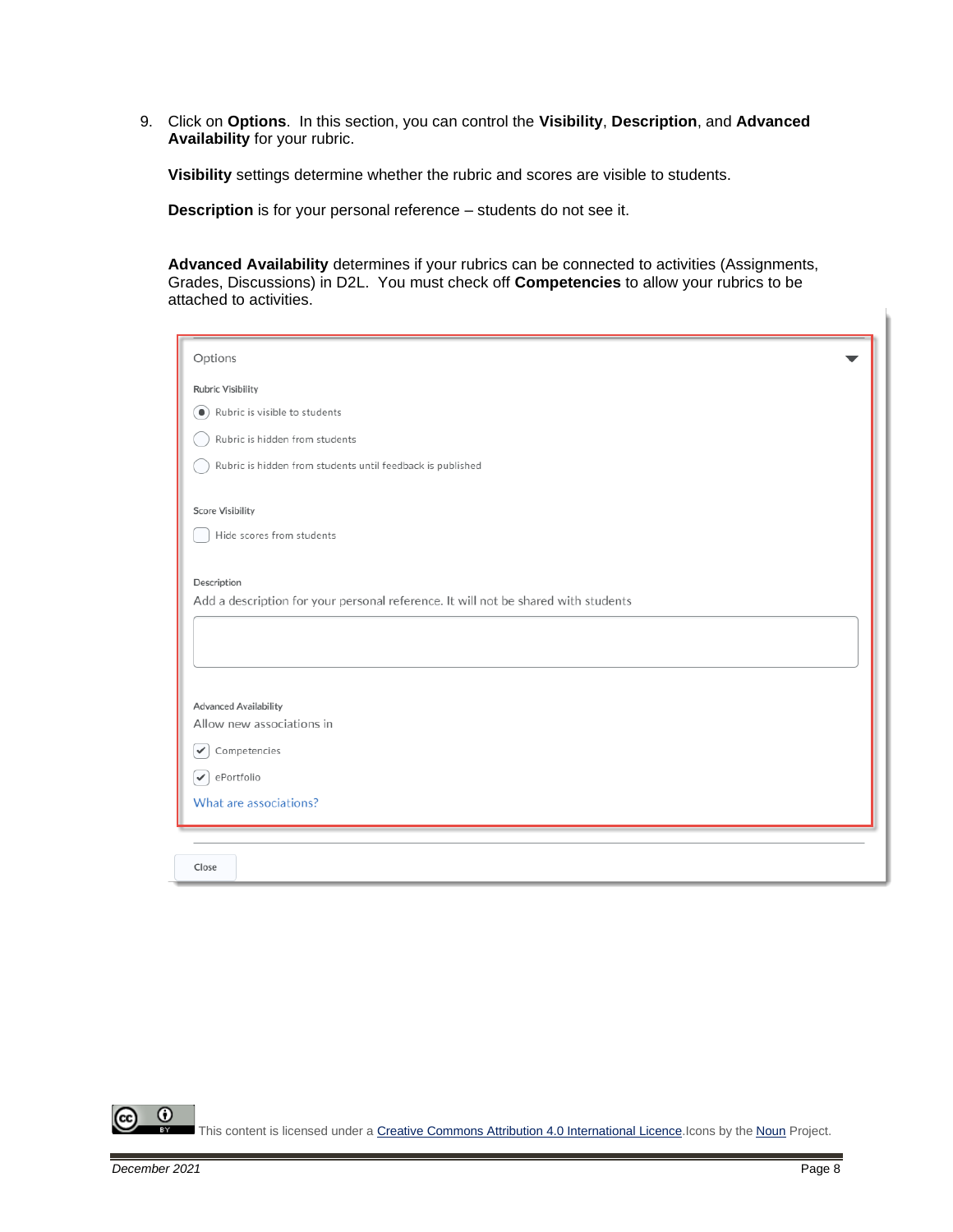9. Click on **Options**. In this section, you can control the **Visibility**, **Description**, and **Advanced Availability** for your rubric.

   **Visibility** settings determine whether the rubric and scores are visible to students.

   **Description** is for your personal reference – students do not see it.

   **Advanced Availability** determines if your rubrics can be connected to activities (Assignments, Grades, Discussions) in D2L. You must check off **Competencies** to allow your rubrics to be attached to activities.

Options

Rubric Visibility

- (●) Rubric is visible to students
- ( ) Rubric is hidden from students
- ( ) Rubric is hidden from students until feedback is published

Score Visibility

- [ ] Hide scores from students

Description

Add a description for your personal reference. It will not be shared with students

Advanced Availability

Allow new associations in

- [x] Competencies
- [x] ePortfolio

What are associations?

Close

This content is licensed under a Creative Commons Attribution 4.0 International Licence. Icons by the Noun Project.

*December 2021*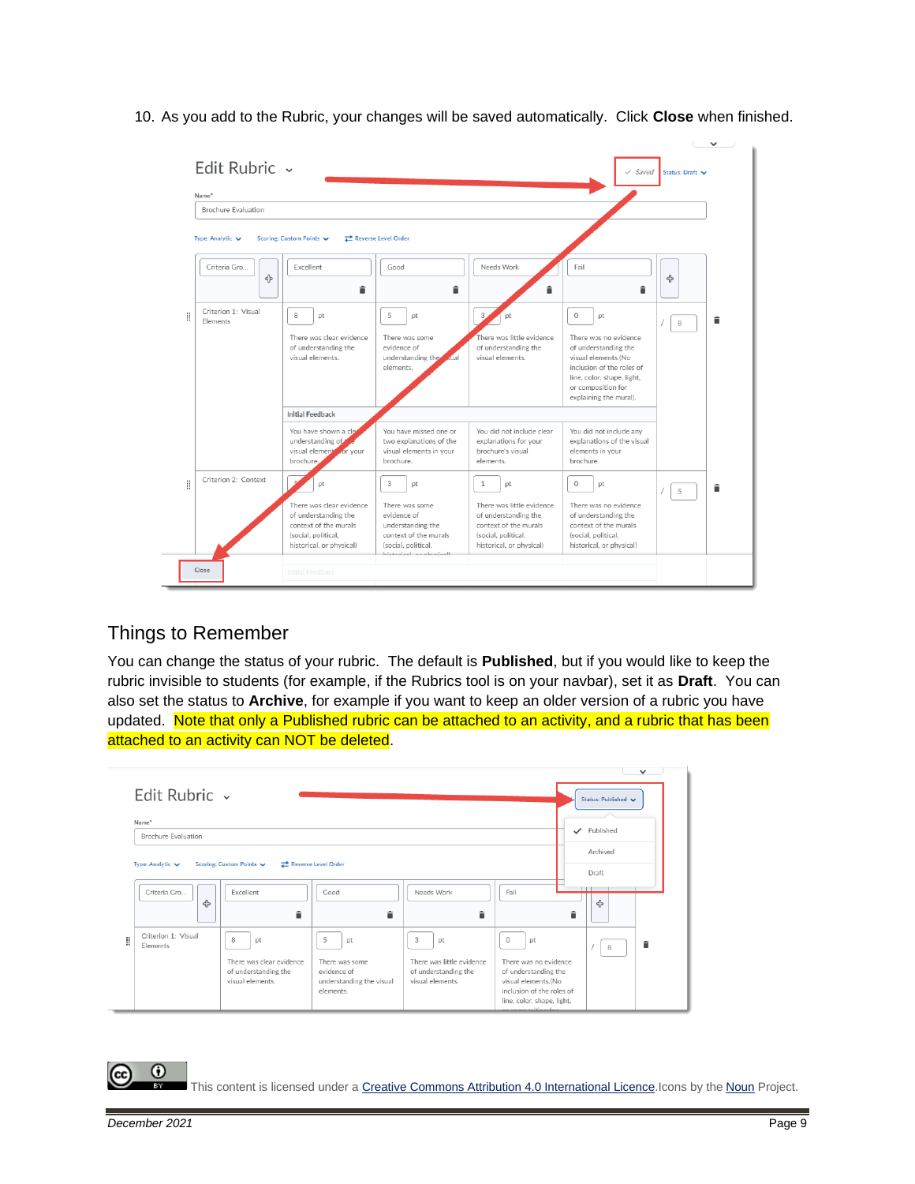10. As you add to the Rubric, your changes will be saved automatically. Click **Close** when finished.

## Things to Remember

You can change the status of your rubric. The default is **Published**, but if you would like to keep the rubric invisible to students (for example, if the Rubrics tool is on your navbar), set it as **Draft**. You can also set the status to **Archive**, for example if you want to keep an older version of a rubric you have updated. Note that only a Published rubric can be attached to an activity, and a rubric that has been attached to an activity can NOT be deleted.

This content is licensed under a Creative Commons Attribution 4.0 International Licence. Icons by the Noun Project.

December 2021